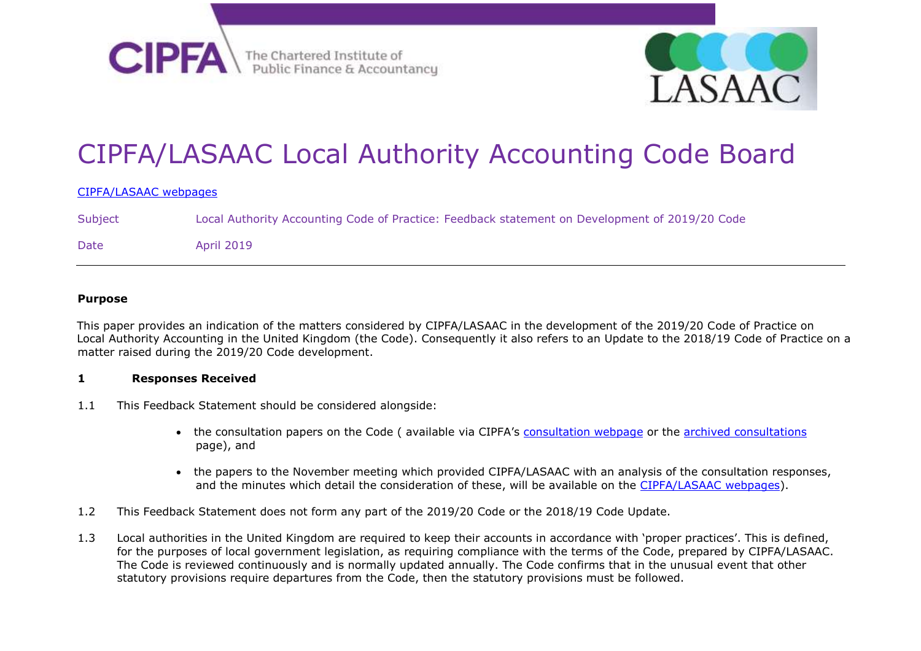# CIPFA/LASAAC Local Authority Accounting Code Board

CIPFA/LASAAC webpages

| | |
|---|---|
| Subject | Local Authority Accounting Code of Practice: Feedback statement on Development of 2019/20 Code |
| Date | April 2019 |

**Purpose**

This paper provides an indication of the matters considered by CIPFA/LASAAC in the development of the 2019/20 Code of Practice on Local Authority Accounting in the United Kingdom (the Code). Consequently it also refers to an Update to the 2018/19 Code of Practice on a matter raised during the 2019/20 Code development.

**1 Responses Received**

1.1 This Feedback Statement should be considered alongside:

- the consultation papers on the Code ( available via CIPFA's consultation webpage or the archived consultations page), and
- the papers to the November meeting which provided CIPFA/LASAAC with an analysis of the consultation responses, and the minutes which detail the consideration of these, will be available on the CIPFA/LASAAC webpages).

1.2 This Feedback Statement does not form any part of the 2019/20 Code or the 2018/19 Code Update.

1.3 Local authorities in the United Kingdom are required to keep their accounts in accordance with 'proper practices'. This is defined, for the purposes of local government legislation, as requiring compliance with the terms of the Code, prepared by CIPFA/LASAAC. The Code is reviewed continuously and is normally updated annually. The Code confirms that in the unusual event that other statutory provisions require departures from the Code, then the statutory provisions must be followed.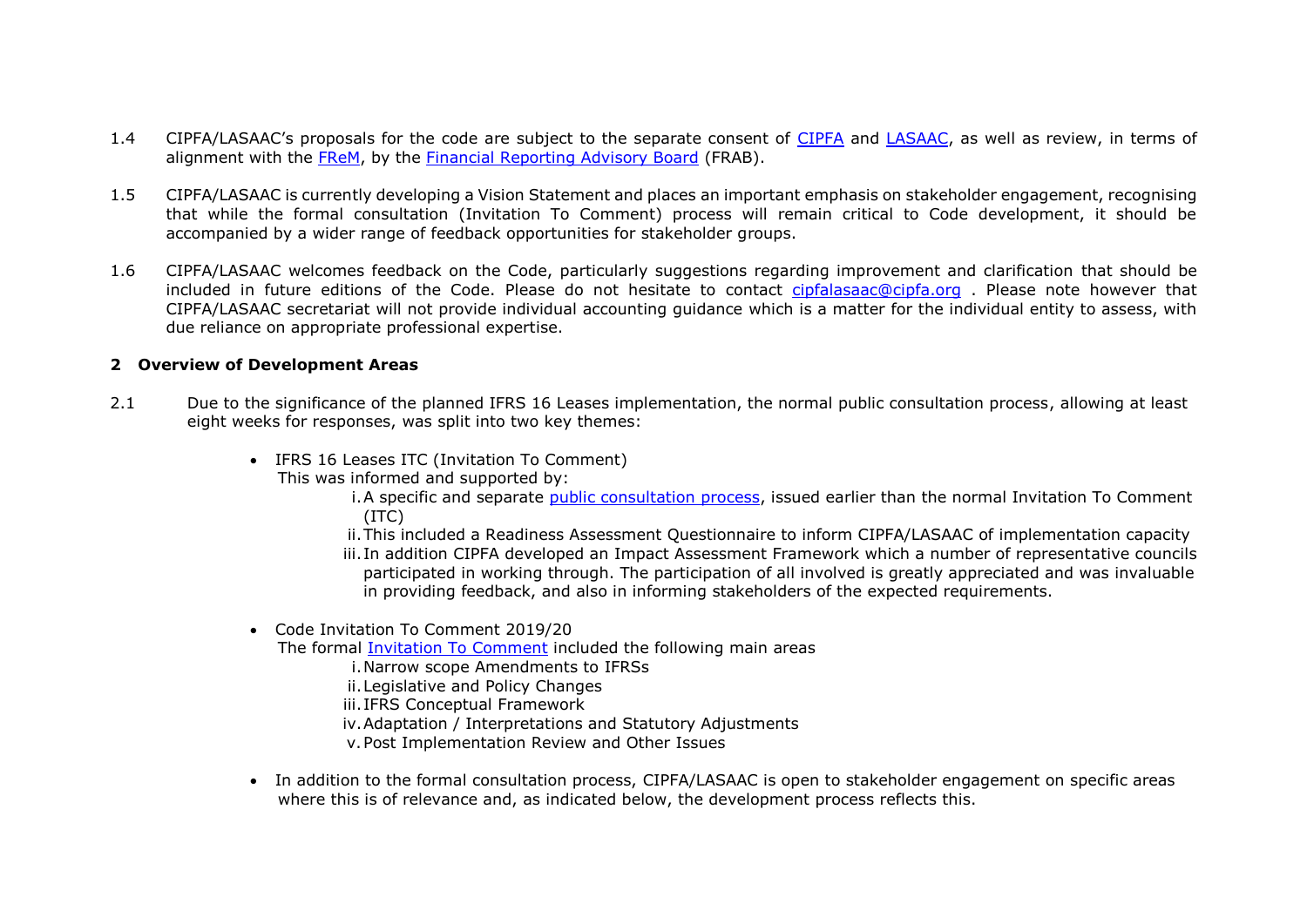1.4 CIPFA/LASAAC's proposals for the code are subject to the separate consent of CIPFA and LASAAC, as well as review, in terms of alignment with the FReM, by the Financial Reporting Advisory Board (FRAB).

1.5 CIPFA/LASAAC is currently developing a Vision Statement and places an important emphasis on stakeholder engagement, recognising that while the formal consultation (Invitation To Comment) process will remain critical to Code development, it should be accompanied by a wider range of feedback opportunities for stakeholder groups.

1.6 CIPFA/LASAAC welcomes feedback on the Code, particularly suggestions regarding improvement and clarification that should be included in future editions of the Code. Please do not hesitate to contact cipfalasaac@cipfa.org . Please note however that CIPFA/LASAAC secretariat will not provide individual accounting guidance which is a matter for the individual entity to assess, with due reliance on appropriate professional expertise.

## 2 Overview of Development Areas

2.1 Due to the significance of the planned IFRS 16 Leases implementation, the normal public consultation process, allowing at least eight weeks for responses, was split into two key themes:

- IFRS 16 Leases ITC (Invitation To Comment)
  This was informed and supported by:
  1. A specific and separate public consultation process, issued earlier than the normal Invitation To Comment (ITC)
  2. This included a Readiness Assessment Questionnaire to inform CIPFA/LASAAC of implementation capacity
  3. In addition CIPFA developed an Impact Assessment Framework which a number of representative councils participated in working through. The participation of all involved is greatly appreciated and was invaluable in providing feedback, and also in informing stakeholders of the expected requirements.

- Code Invitation To Comment 2019/20
  The formal Invitation To Comment included the following main areas
  1. Narrow scope Amendments to IFRSs
  2. Legislative and Policy Changes
  3. IFRS Conceptual Framework
  4. Adaptation / Interpretations and Statutory Adjustments
  5. Post Implementation Review and Other Issues

- In addition to the formal consultation process, CIPFA/LASAAC is open to stakeholder engagement on specific areas where this is of relevance and, as indicated below, the development process reflects this.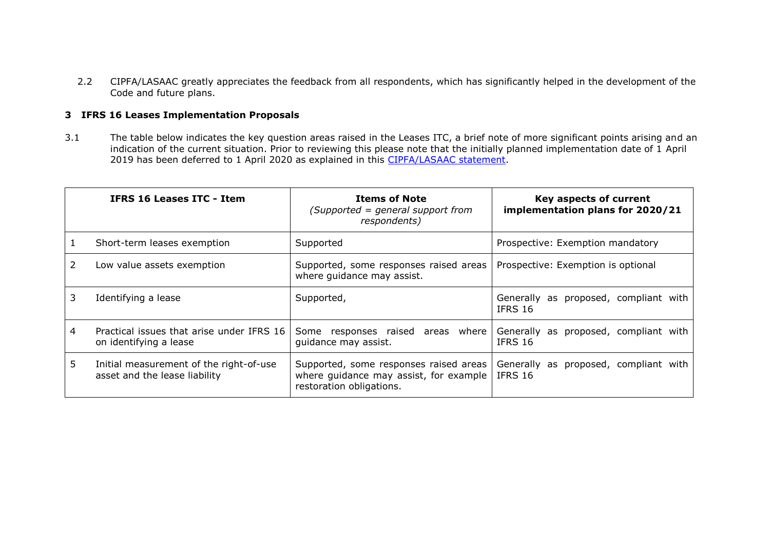2.2 CIPFA/LASAAC greatly appreciates the feedback from all respondents, which has significantly helped in the development of the Code and future plans.

## 3 IFRS 16 Leases Implementation Proposals

3.1 The table below indicates the key question areas raised in the Leases ITC, a brief note of more significant points arising and an indication of the current situation. Prior to reviewing this please note that the initially planned implementation date of 1 April 2019 has been deferred to 1 April 2020 as explained in this CIPFA/LASAAC statement.

| | IFRS 16 Leases ITC - Item | Items of Note *(Supported = general support from respondents)* | Key aspects of current implementation plans for 2020/21 |
|---|---|---|---|
| 1 | Short-term leases exemption | Supported | Prospective: Exemption mandatory |
| 2 | Low value assets exemption | Supported, some responses raised areas where guidance may assist. | Prospective: Exemption is optional |
| 3 | Identifying a lease | Supported, | Generally as proposed, compliant with IFRS 16 |
| 4 | Practical issues that arise under IFRS 16 on identifying a lease | Some responses raised areas where guidance may assist. | Generally as proposed, compliant with IFRS 16 |
| 5 | Initial measurement of the right-of-use asset and the lease liability | Supported, some responses raised areas where guidance may assist, for example restoration obligations. | Generally as proposed, compliant with IFRS 16 |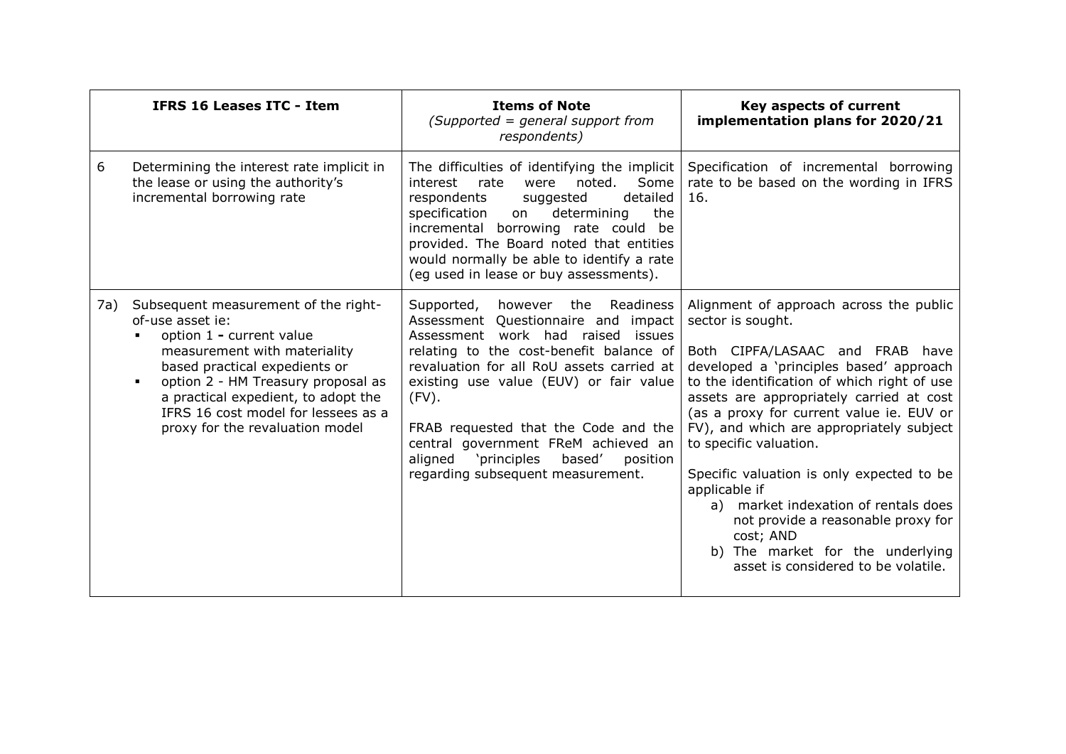| IFRS 16 Leases ITC - Item | Items of Note<br>*(Supported = general support from respondents)* | Key aspects of current implementation plans for 2020/21 |
|---|---|---|
| 6 Determining the interest rate implicit in the lease or using the authority's incremental borrowing rate | The difficulties of identifying the implicit interest rate were noted. Some respondents suggested detailed specification on determining the incremental borrowing rate could be provided. The Board noted that entities would normally be able to identify a rate (eg used in lease or buy assessments). | Specification of incremental borrowing rate to be based on the wording in IFRS 16. |
| 7a) Subsequent measurement of the right-of-use asset ie:<br>▪ option 1 **-** current value measurement with materiality based practical expedients or<br>▪ option 2 - HM Treasury proposal as a practical expedient, to adopt the IFRS 16 cost model for lessees as a proxy for the revaluation model | Supported, however the Readiness Assessment Questionnaire and impact Assessment work had raised issues relating to the cost-benefit balance of revaluation for all RoU assets carried at existing use value (EUV) or fair value (FV).<br><br>FRAB requested that the Code and the central government FReM achieved an aligned 'principles based' position regarding subsequent measurement. | Alignment of approach across the public sector is sought.<br><br>Both CIPFA/LASAAC and FRAB have developed a 'principles based' approach to the identification of which right of use assets are appropriately carried at cost (as a proxy for current value ie. EUV or FV), and which are appropriately subject to specific valuation.<br><br>Specific valuation is only expected to be applicable if<br>a) market indexation of rentals does not provide a reasonable proxy for cost; AND<br>b) The market for the underlying asset is considered to be volatile. |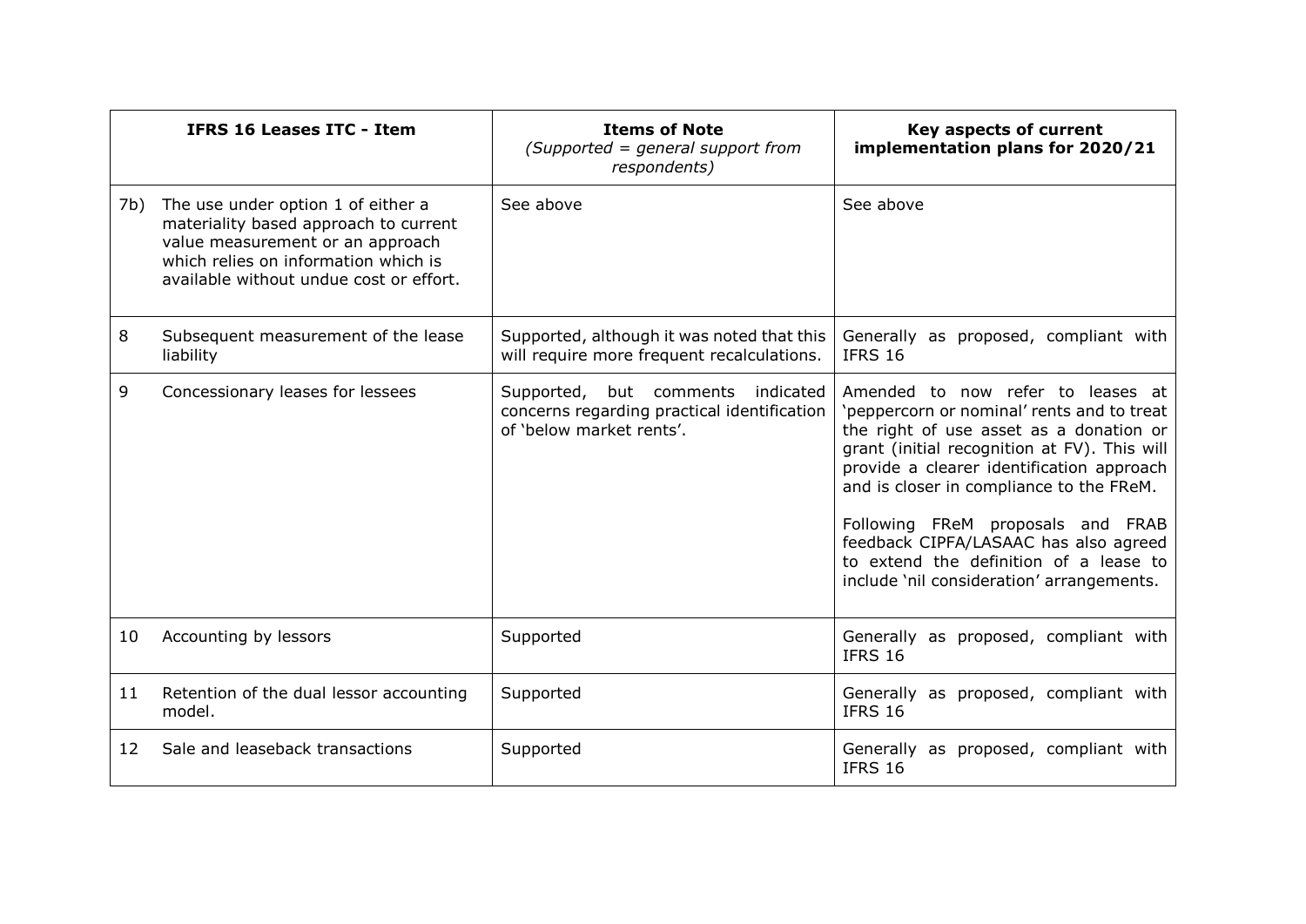| IFRS 16 Leases ITC - Item | | Items of Note<br>*(Supported = general support from respondents)* | Key aspects of current implementation plans for 2020/21 |
|---|---|---|---|
| 7b) | The use under option 1 of either a materiality based approach to current value measurement or an approach which relies on information which is available without undue cost or effort. | See above | See above |
| 8 | Subsequent measurement of the lease liability | Supported, although it was noted that this will require more frequent recalculations. | Generally as proposed, compliant with IFRS 16 |
| 9 | Concessionary leases for lessees | Supported, but comments indicated concerns regarding practical identification of 'below market rents'. | Amended to now refer to leases at 'peppercorn or nominal' rents and to treat the right of use asset as a donation or grant (initial recognition at FV). This will provide a clearer identification approach and is closer in compliance to the FReM.<br><br>Following FReM proposals and FRAB feedback CIPFA/LASAAC has also agreed to extend the definition of a lease to include 'nil consideration' arrangements. |
| 10 | Accounting by lessors | Supported | Generally as proposed, compliant with IFRS 16 |
| 11 | Retention of the dual lessor accounting model. | Supported | Generally as proposed, compliant with IFRS 16 |
| 12 | Sale and leaseback transactions | Supported | Generally as proposed, compliant with IFRS 16 |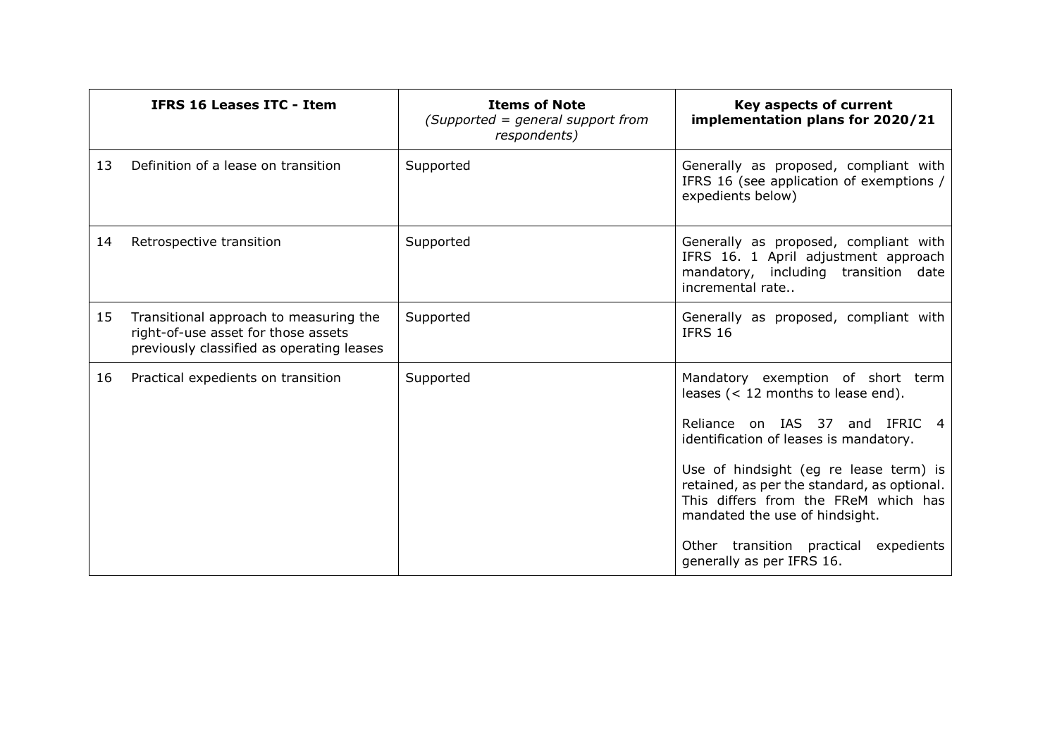| IFRS 16 Leases ITC - Item | Items of Note *(Supported = general support from respondents)* | Key aspects of current implementation plans for 2020/21 |
|---|---|---|
| 13 Definition of a lease on transition | Supported | Generally as proposed, compliant with IFRS 16 (see application of exemptions / expedients below) |
| 14 Retrospective transition | Supported | Generally as proposed, compliant with IFRS 16. 1 April adjustment approach mandatory, including transition date incremental rate.. |
| 15 Transitional approach to measuring the right-of-use asset for those assets previously classified as operating leases | Supported | Generally as proposed, compliant with IFRS 16 |
| 16 Practical expedients on transition | Supported | Mandatory exemption of short term leases (< 12 months to lease end).<br><br>Reliance on IAS 37 and IFRIC 4 identification of leases is mandatory.<br><br>Use of hindsight (eg re lease term) is retained, as per the standard, as optional. This differs from the FReM which has mandated the use of hindsight.<br><br>Other transition practical expedients generally as per IFRS 16. |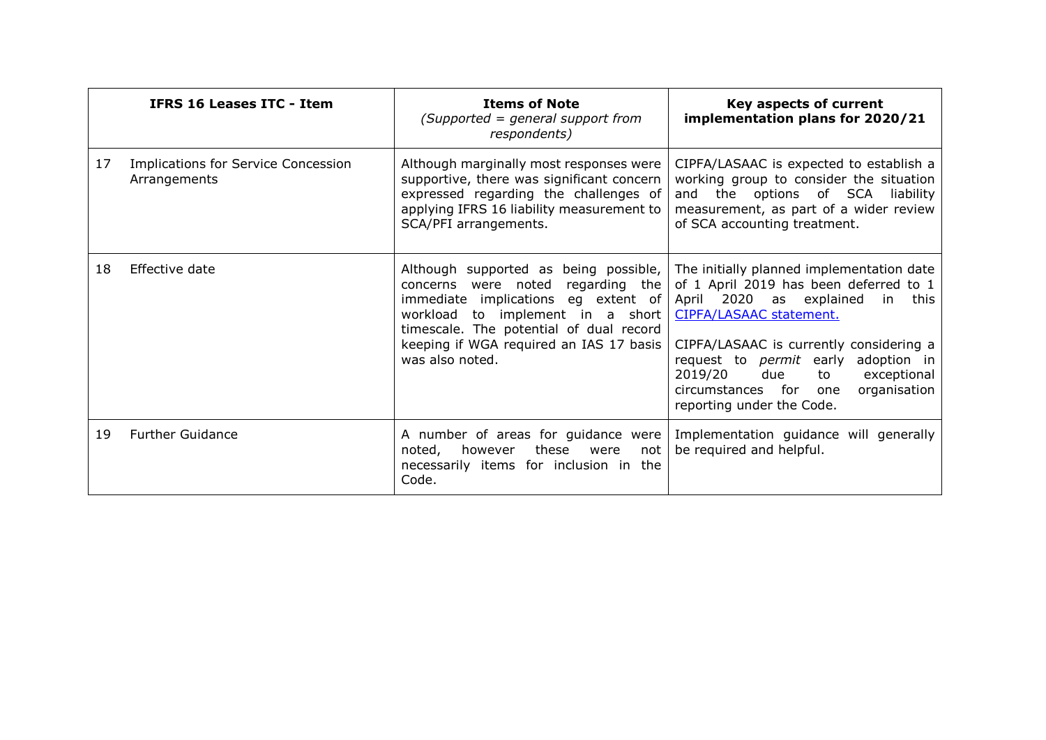| IFRS 16 Leases ITC - Item | | Items of Note *(Supported = general support from respondents)* | Key aspects of current implementation plans for 2020/21 |
|---|---|---|---|
| 17 | Implications for Service Concession Arrangements | Although marginally most responses were supportive, there was significant concern expressed regarding the challenges of applying IFRS 16 liability measurement to SCA/PFI arrangements. | CIPFA/LASAAC is expected to establish a working group to consider the situation and the options of SCA liability measurement, as part of a wider review of SCA accounting treatment. |
| 18 | Effective date | Although supported as being possible, concerns were noted regarding the immediate implications eg extent of workload to implement in a short timescale. The potential of dual record keeping if WGA required an IAS 17 basis was also noted. | The initially planned implementation date of 1 April 2019 has been deferred to 1 April 2020 as explained in this [CIPFA/LASAAC statement.](#)<br><br>CIPFA/LASAAC is currently considering a request to *permit* early adoption in 2019/20 due to exceptional circumstances for one organisation reporting under the Code. |
| 19 | Further Guidance | A number of areas for guidance were noted, however these were not necessarily items for inclusion in the Code. | Implementation guidance will generally be required and helpful. |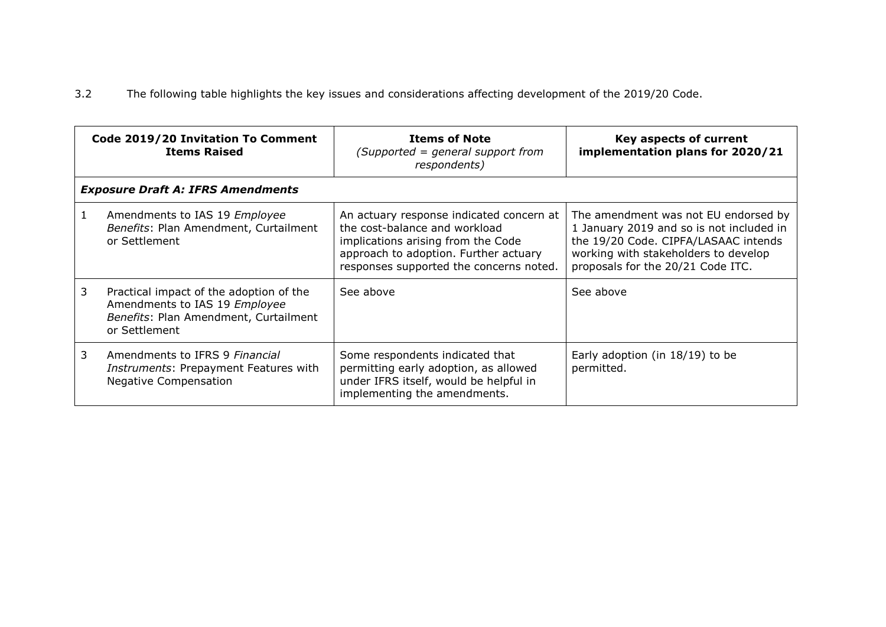3.2 The following table highlights the key issues and considerations affecting development of the 2019/20 Code.

| | **Code 2019/20 Invitation To Comment Items Raised** | **Items of Note** *(Supported = general support from respondents)* | **Key aspects of current implementation plans for 2020/21** |
|---|---|---|---|
| ***Exposure Draft A: IFRS Amendments*** | | | |
| 1 | Amendments to IAS 19 *Employee Benefits*: Plan Amendment, Curtailment or Settlement | An actuary response indicated concern at the cost-balance and workload implications arising from the Code approach to adoption. Further actuary responses supported the concerns noted. | The amendment was not EU endorsed by 1 January 2019 and so is not included in the 19/20 Code. CIPFA/LASAAC intends working with stakeholders to develop proposals for the 20/21 Code ITC. |
| 3 | Practical impact of the adoption of the Amendments to IAS 19 *Employee Benefits*: Plan Amendment, Curtailment or Settlement | See above | See above |
| 3 | Amendments to IFRS 9 *Financial Instruments*: Prepayment Features with Negative Compensation | Some respondents indicated that permitting early adoption, as allowed under IFRS itself, would be helpful in implementing the amendments. | Early adoption (in 18/19) to be permitted. |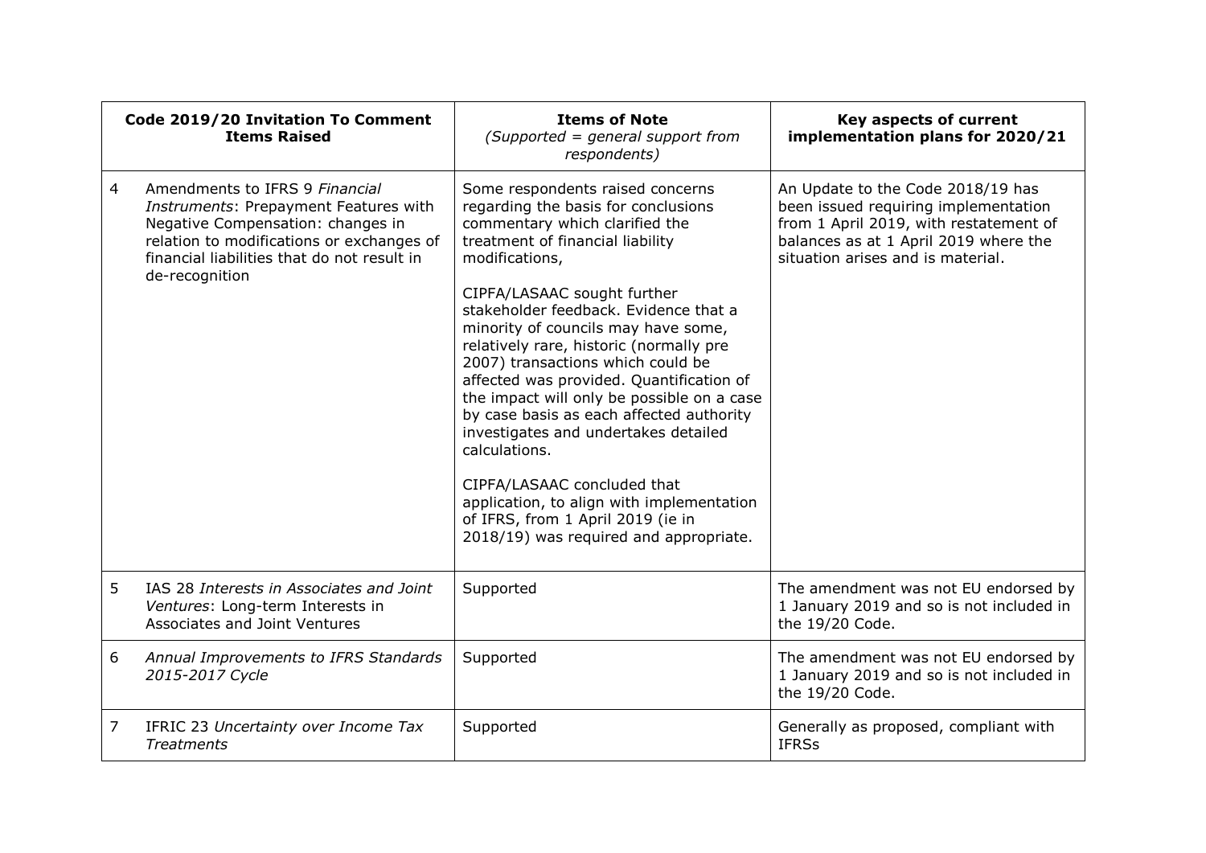| Code 2019/20 Invitation To Comment Items Raised | | Items of Note *(Supported = general support from respondents)* | Key aspects of current implementation plans for 2020/21 |
|---|---|---|---|
| 4 | Amendments to IFRS 9 *Financial Instruments*: Prepayment Features with Negative Compensation: changes in relation to modifications or exchanges of financial liabilities that do not result in de-recognition | Some respondents raised concerns regarding the basis for conclusions commentary which clarified the treatment of financial liability modifications,<br><br>CIPFA/LASAAC sought further stakeholder feedback. Evidence that a minority of councils may have some, relatively rare, historic (normally pre 2007) transactions which could be affected was provided. Quantification of the impact will only be possible on a case by case basis as each affected authority investigates and undertakes detailed calculations.<br><br>CIPFA/LASAAC concluded that application, to align with implementation of IFRS, from 1 April 2019 (ie in 2018/19) was required and appropriate. | An Update to the Code 2018/19 has been issued requiring implementation from 1 April 2019, with restatement of balances as at 1 April 2019 where the situation arises and is material. |
| 5 | IAS 28 *Interests in Associates and Joint Ventures*: Long-term Interests in Associates and Joint Ventures | Supported | The amendment was not EU endorsed by 1 January 2019 and so is not included in the 19/20 Code. |
| 6 | *Annual Improvements to IFRS Standards 2015-2017 Cycle* | Supported | The amendment was not EU endorsed by 1 January 2019 and so is not included in the 19/20 Code. |
| 7 | IFRIC 23 *Uncertainty over Income Tax Treatments* | Supported | Generally as proposed, compliant with IFRSs |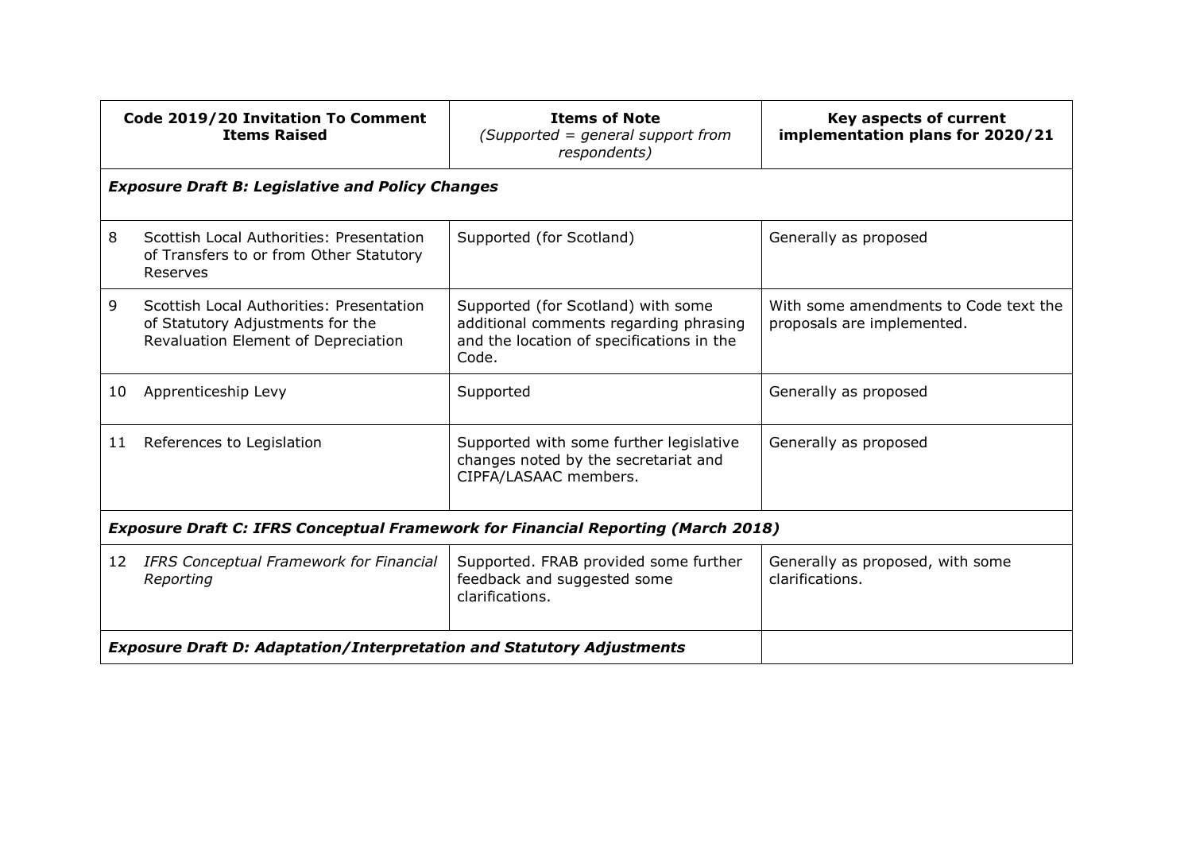| Code 2019/20 Invitation To Comment Items Raised | | Items of Note *(Supported = general support from respondents)* | Key aspects of current implementation plans for 2020/21 |
|---|---|---|---|
| ***Exposure Draft B: Legislative and Policy Changes*** | | | |
| 8 | Scottish Local Authorities: Presentation of Transfers to or from Other Statutory Reserves | Supported (for Scotland) | Generally as proposed |
| 9 | Scottish Local Authorities: Presentation of Statutory Adjustments for the Revaluation Element of Depreciation | Supported (for Scotland) with some additional comments regarding phrasing and the location of specifications in the Code. | With some amendments to Code text the proposals are implemented. |
| 10 | Apprenticeship Levy | Supported | Generally as proposed |
| 11 | References to Legislation | Supported with some further legislative changes noted by the secretariat and CIPFA/LASAAC members. | Generally as proposed |
| ***Exposure Draft C: IFRS Conceptual Framework for Financial Reporting (March 2018)*** | | | |
| 12 | *IFRS Conceptual Framework for Financial Reporting* | Supported. FRAB provided some further feedback and suggested some clarifications. | Generally as proposed, with some clarifications. |
| ***Exposure Draft D: Adaptation/Interpretation and Statutory Adjustments*** | | | |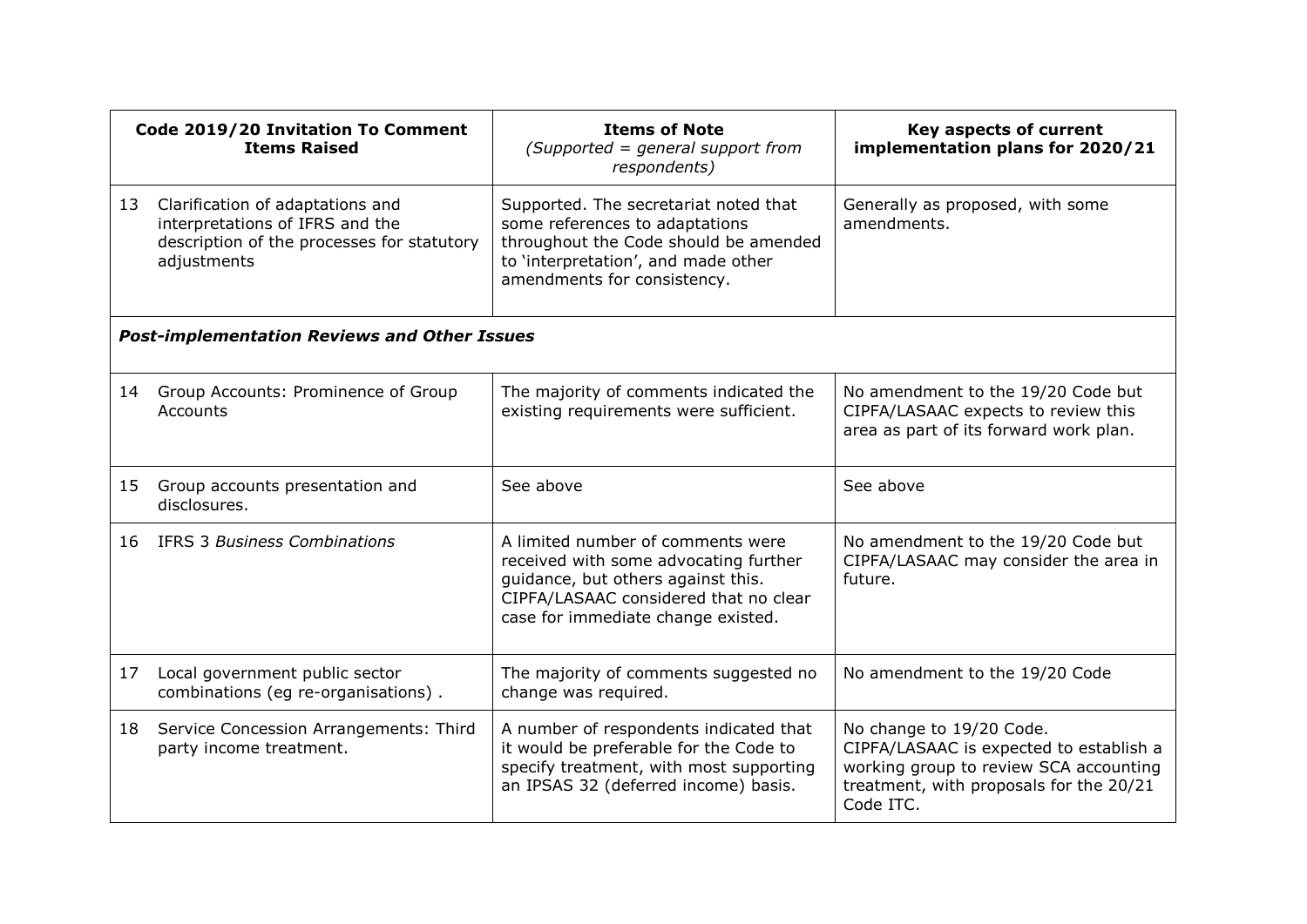| Code 2019/20 Invitation To Comment Items Raised | | Items of Note *(Supported = general support from respondents)* | Key aspects of current implementation plans for 2020/21 |
|---|---|---|---|
| 13 | Clarification of adaptations and interpretations of IFRS and the description of the processes for statutory adjustments | Supported. The secretariat noted that some references to adaptations throughout the Code should be amended to 'interpretation', and made other amendments for consistency. | Generally as proposed, with some amendments. |
| ***Post-implementation Reviews and Other Issues*** | | | |
| 14 | Group Accounts: Prominence of Group Accounts | The majority of comments indicated the existing requirements were sufficient. | No amendment to the 19/20 Code but CIPFA/LASAAC expects to review this area as part of its forward work plan. |
| 15 | Group accounts presentation and disclosures. | See above | See above |
| 16 | IFRS 3 *Business Combinations* | A limited number of comments were received with some advocating further guidance, but others against this. CIPFA/LASAAC considered that no clear case for immediate change existed. | No amendment to the 19/20 Code but CIPFA/LASAAC may consider the area in future. |
| 17 | Local government public sector combinations (eg re-organisations) . | The majority of comments suggested no change was required. | No amendment to the 19/20 Code |
| 18 | Service Concession Arrangements: Third party income treatment. | A number of respondents indicated that it would be preferable for the Code to specify treatment, with most supporting an IPSAS 32 (deferred income) basis. | No change to 19/20 Code. CIPFA/LASAAC is expected to establish a working group to review SCA accounting treatment, with proposals for the 20/21 Code ITC. |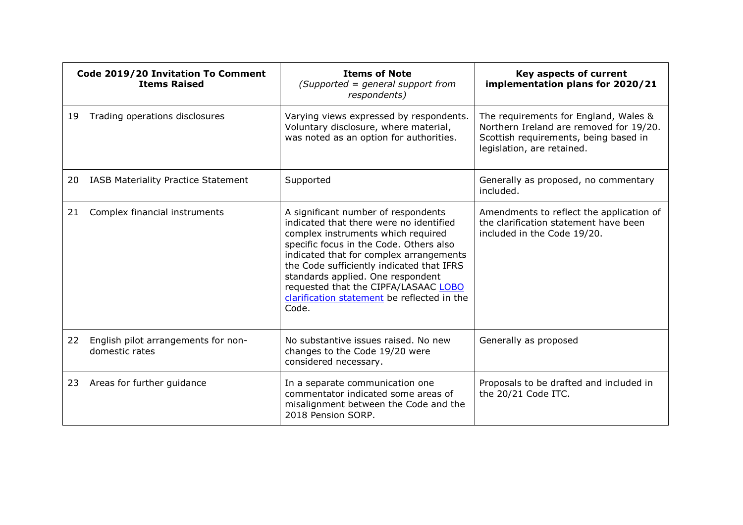| Code 2019/20 Invitation To Comment Items Raised | Items of Note *(Supported = general support from respondents)* | Key aspects of current implementation plans for 2020/21 |
|---|---|---|
| 19 Trading operations disclosures | Varying views expressed by respondents. Voluntary disclosure, where material, was noted as an option for authorities. | The requirements for England, Wales & Northern Ireland are removed for 19/20. Scottish requirements, being based in legislation, are retained. |
| 20 IASB Materiality Practice Statement | Supported | Generally as proposed, no commentary included. |
| 21 Complex financial instruments | A significant number of respondents indicated that there were no identified complex instruments which required specific focus in the Code. Others also indicated that for complex arrangements the Code sufficiently indicated that IFRS standards applied. One respondent requested that the CIPFA/LASAAC LOBO clarification statement be reflected in the Code. | Amendments to reflect the application of the clarification statement have been included in the Code 19/20. |
| 22 English pilot arrangements for non-domestic rates | No substantive issues raised. No new changes to the Code 19/20 were considered necessary. | Generally as proposed |
| 23 Areas for further guidance | In a separate communication one commentator indicated some areas of misalignment between the Code and the 2018 Pension SORP. | Proposals to be drafted and included in the 20/21 Code ITC. |